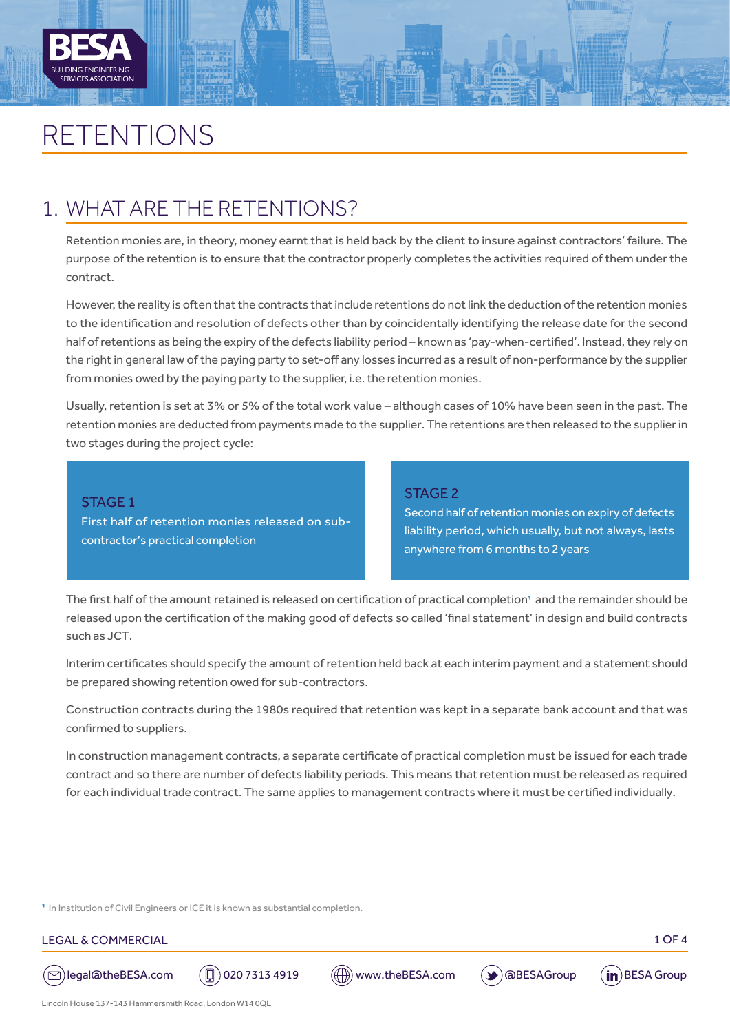# RETENTIONS

## 1. WHAT ARE THE RETENTIONS?

Retention monies are, in theory, money earnt that is held back by the client to insure against contractors' failure. The purpose of the retention is to ensure that the contractor properly completes the activities required of them under the contract.

However, the reality is often that the contracts that include retentions do not link the deduction of the retention monies to the identification and resolution of defects other than by coincidentally identifying the release date for the second half of retentions as being the expiry of the defects liability period – known as 'pay-when-certified'. Instead, they rely on the right in general law of the paying party to set-off any losses incurred as a result of non-performance by the supplier from monies owed by the paying party to the supplier, i.e. the retention monies.

Usually, retention is set at 3% or 5% of the total work value – although cases of 10% have been seen in the past. The retention monies are deducted from payments made to the supplier. The retentions are then released to the supplier in two stages during the project cycle:

**STAGE 1**
First half of retention monies released on sub-contractor's practical completion

**STAGE 2**
Second half of retention monies on expiry of defects liability period, which usually, but not always, lasts anywhere from 6 months to 2 years

The first half of the amount retained is released on certification of practical completion[1] and the remainder should be released upon the certification of the making good of defects so called 'final statement' in design and build contracts such as JCT.

Interim certificates should specify the amount of retention held back at each interim payment and a statement should be prepared showing retention owed for sub-contractors.

Construction contracts during the 1980s required that retention was kept in a separate bank account and that was confirmed to suppliers.

In construction management contracts, a separate certificate of practical completion must be issued for each trade contract and so there are number of defects liability periods. This means that retention must be released as required for each individual trade contract. The same applies to management contracts where it must be certified individually.

[1] In Institution of Civil Engineers or ICE it is known as substantial completion.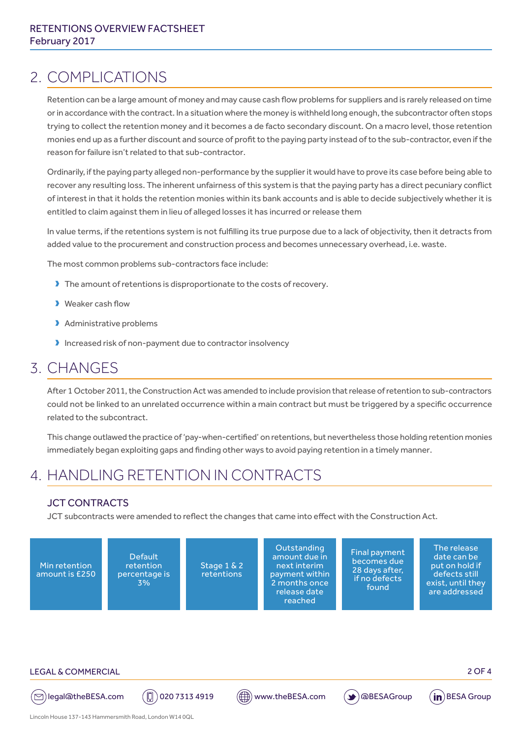## 2. COMPLICATIONS

Retention can be a large amount of money and may cause cash flow problems for suppliers and is rarely released on time or in accordance with the contract. In a situation where the money is withheld long enough, the subcontractor often stops trying to collect the retention money and it becomes a de facto secondary discount. On a macro level, those retention monies end up as a further discount and source of profit to the paying party instead of to the sub-contractor, even if the reason for failure isn't related to that sub-contractor.

Ordinarily, if the paying party alleged non-performance by the supplier it would have to prove its case before being able to recover any resulting loss. The inherent unfairness of this system is that the paying party has a direct pecuniary conflict of interest in that it holds the retention monies within its bank accounts and is able to decide subjectively whether it is entitled to claim against them in lieu of alleged losses it has incurred or release them

In value terms, if the retentions system is not fulfilling its true purpose due to a lack of objectivity, then it detracts from added value to the procurement and construction process and becomes unnecessary overhead, i.e. waste.

The most common problems sub-contractors face include:

- The amount of retentions is disproportionate to the costs of recovery.
- Weaker cash flow
- Administrative problems
- Increased risk of non-payment due to contractor insolvency

## 3. CHANGES

After 1 October 2011, the Construction Act was amended to include provision that release of retention to sub-contractors could not be linked to an unrelated occurrence within a main contract but must be triggered by a specific occurrence related to the subcontract.

This change outlawed the practice of 'pay-when-certified' on retentions, but nevertheless those holding retention monies immediately began exploiting gaps and finding other ways to avoid paying retention in a timely manner.

## 4. HANDLING RETENTION IN CONTRACTS

### JCT CONTRACTS

JCT subcontracts were amended to reflect the changes that came into effect with the Construction Act.

- Min retention amount is £250
- Default retention percentage is 3%
- Stage 1 & 2 retentions
- Outstanding amount due in next interim payment within 2 months once release date reached
- Final payment becomes due 28 days after, if no defects found
- The release date can be put on hold if defects still exist, until they are addressed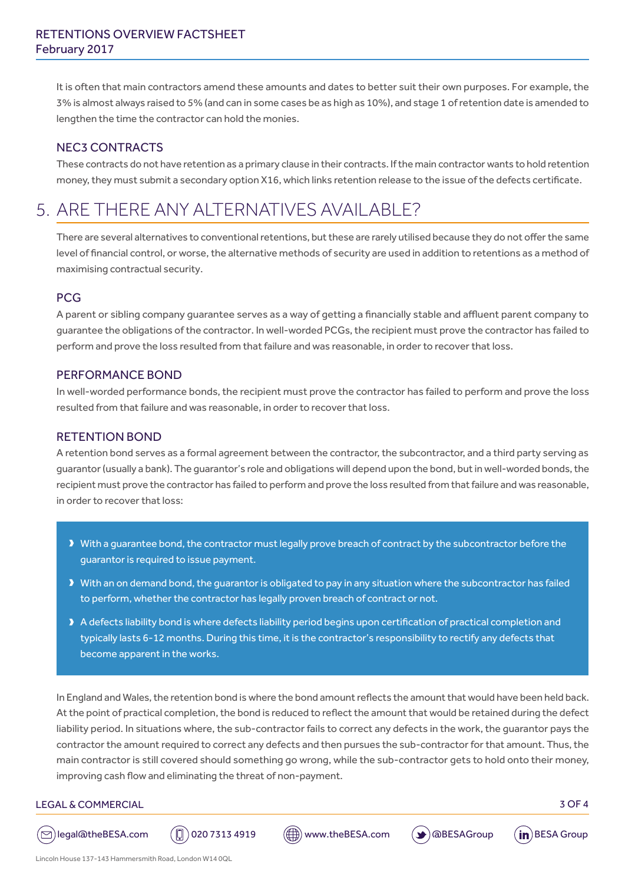It is often that main contractors amend these amounts and dates to better suit their own purposes. For example, the 3% is almost always raised to 5% (and can in some cases be as high as 10%), and stage 1 of retention date is amended to lengthen the time the contractor can hold the monies.

### NEC3 CONTRACTS

These contracts do not have retention as a primary clause in their contracts. If the main contractor wants to hold retention money, they must submit a secondary option X16, which links retention release to the issue of the defects certificate.

## 5. ARE THERE ANY ALTERNATIVES AVAILABLE?

There are several alternatives to conventional retentions, but these are rarely utilised because they do not offer the same level of financial control, or worse, the alternative methods of security are used in addition to retentions as a method of maximising contractual security.

### PCG

A parent or sibling company guarantee serves as a way of getting a financially stable and affluent parent company to guarantee the obligations of the contractor. In well-worded PCGs, the recipient must prove the contractor has failed to perform and prove the loss resulted from that failure and was reasonable, in order to recover that loss.

### PERFORMANCE BOND

In well-worded performance bonds, the recipient must prove the contractor has failed to perform and prove the loss resulted from that failure and was reasonable, in order to recover that loss.

### RETENTION BOND

A retention bond serves as a formal agreement between the contractor, the subcontractor, and a third party serving as guarantor (usually a bank). The guarantor's role and obligations will depend upon the bond, but in well-worded bonds, the recipient must prove the contractor has failed to perform and prove the loss resulted from that failure and was reasonable, in order to recover that loss:

- With a guarantee bond, the contractor must legally prove breach of contract by the subcontractor before the guarantor is required to issue payment.
- With an on demand bond, the guarantor is obligated to pay in any situation where the subcontractor has failed to perform, whether the contractor has legally proven breach of contract or not.
- A defects liability bond is where defects liability period begins upon certification of practical completion and typically lasts 6-12 months. During this time, it is the contractor's responsibility to rectify any defects that become apparent in the works.

In England and Wales, the retention bond is where the bond amount reflects the amount that would have been held back. At the point of practical completion, the bond is reduced to reflect the amount that would be retained during the defect liability period. In situations where, the sub-contractor fails to correct any defects in the work, the guarantor pays the contractor the amount required to correct any defects and then pursues the sub-contractor for that amount. Thus, the main contractor is still covered should something go wrong, while the sub-contractor gets to hold onto their money, improving cash flow and eliminating the threat of non-payment.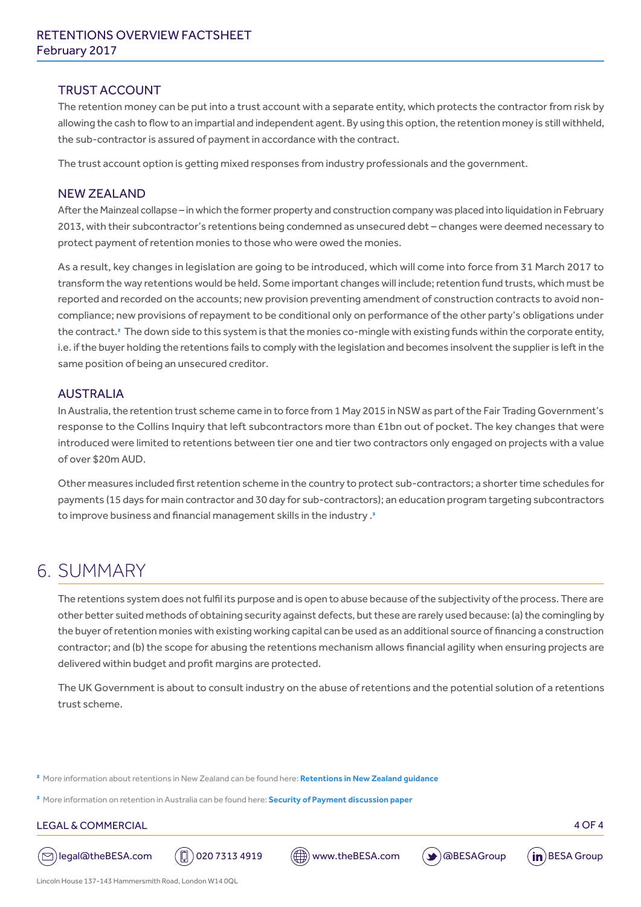### TRUST ACCOUNT

The retention money can be put into a trust account with a separate entity, which protects the contractor from risk by allowing the cash to flow to an impartial and independent agent. By using this option, the retention money is still withheld, the sub-contractor is assured of payment in accordance with the contract.

The trust account option is getting mixed responses from industry professionals and the government.

### NEW ZEALAND

After the Mainzeal collapse – in which the former property and construction company was placed into liquidation in February 2013, with their subcontractor's retentions being condemned as unsecured debt – changes were deemed necessary to protect payment of retention monies to those who were owed the monies.

As a result, key changes in legislation are going to be introduced, which will come into force from 31 March 2017 to transform the way retentions would be held. Some important changes will include; retention fund trusts, which must be reported and recorded on the accounts; new provision preventing amendment of construction contracts to avoid non-compliance; new provisions of repayment to be conditional only on performance of the other party's obligations under the contract.[2] The down side to this system is that the monies co-mingle with existing funds within the corporate entity, i.e. if the buyer holding the retentions fails to comply with the legislation and becomes insolvent the supplier is left in the same position of being an unsecured creditor.

### AUSTRALIA

In Australia, the retention trust scheme came in to force from 1 May 2015 in NSW as part of the Fair Trading Government's response to the Collins Inquiry that left subcontractors more than £1bn out of pocket. The key changes that were introduced were limited to retentions between tier one and tier two contractors only engaged on projects with a value of over $20m AUD.

Other measures included first retention scheme in the country to protect sub-contractors; a shorter time schedules for payments (15 days for main contractor and 30 day for sub-contractors); an education program targeting subcontractors to improve business and financial management skills in the industry .[3]

## 6. SUMMARY

The retentions system does not fulfil its purpose and is open to abuse because of the subjectivity of the process. There are other better suited methods of obtaining security against defects, but these are rarely used because: (a) the comingling by the buyer of retention monies with existing working capital can be used as an additional source of financing a construction contractor; and (b) the scope for abusing the retentions mechanism allows financial agility when ensuring projects are delivered within budget and profit margins are protected.

The UK Government is about to consult industry on the abuse of retentions and the potential solution of a retentions trust scheme.

[2] More information about retentions in New Zealand can be found here: **Retentions in New Zealand guidance**

[3] More information on retention in Australia can be found here: **Security of Payment discussion paper**

LEGAL & COMMERCIAL

legal@theBESA.com | 020 7313 4919 | www.theBESA.com | @BESAGroup | BESA Group

Lincoln House 137-143 Hammersmith Road, London W14 0QL